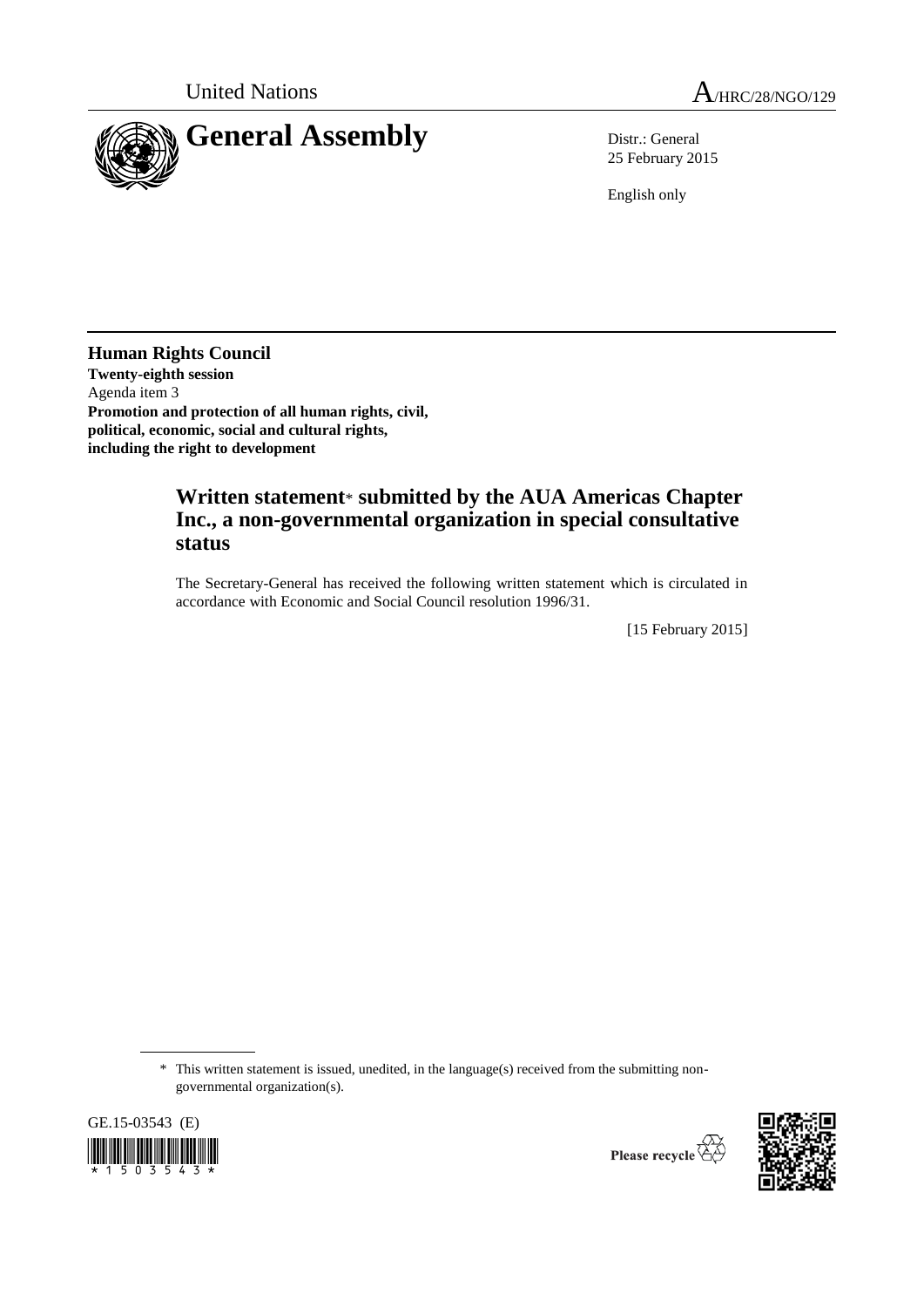United Nations A/HRC/28/NGO/129

# General Assembly

Distr.: General
25 February 2015

English only

## Human Rights Council

**Twenty-eighth session**
Agenda item 3
**Promotion and protection of all human rights, civil, political, economic, social and cultural rights, including the right to development**

### Written statement* submitted by the AUA Americas Chapter Inc., a non-governmental organization in special consultative status

The Secretary-General has received the following written statement which is circulated in accordance with Economic and Social Council resolution 1996/31.

[15 February 2015]

\* This written statement is issued, unedited, in the language(s) received from the submitting non-governmental organization(s).

GE.15-03543 (E)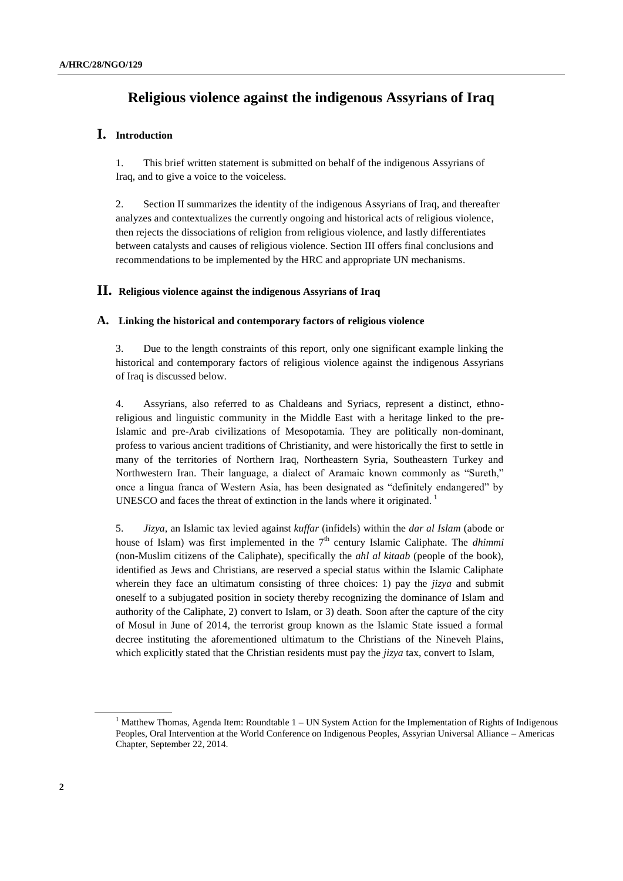# Religious violence against the indigenous Assyrians of Iraq

## I. Introduction

1. This brief written statement is submitted on behalf of the indigenous Assyrians of Iraq, and to give a voice to the voiceless.

2. Section II summarizes the identity of the indigenous Assyrians of Iraq, and thereafter analyzes and contextualizes the currently ongoing and historical acts of religious violence, then rejects the dissociations of religion from religious violence, and lastly differentiates between catalysts and causes of religious violence. Section III offers final conclusions and recommendations to be implemented by the HRC and appropriate UN mechanisms.

## II. Religious violence against the indigenous Assyrians of Iraq

### A. Linking the historical and contemporary factors of religious violence

3. Due to the length constraints of this report, only one significant example linking the historical and contemporary factors of religious violence against the indigenous Assyrians of Iraq is discussed below.

4. Assyrians, also referred to as Chaldeans and Syriacs, represent a distinct, ethno-religious and linguistic community in the Middle East with a heritage linked to the pre-Islamic and pre-Arab civilizations of Mesopotamia. They are politically non-dominant, profess to various ancient traditions of Christianity, and were historically the first to settle in many of the territories of Northern Iraq, Northeastern Syria, Southeastern Turkey and Northwestern Iran. Their language, a dialect of Aramaic known commonly as "Sureth," once a lingua franca of Western Asia, has been designated as "definitely endangered" by UNESCO and faces the threat of extinction in the lands where it originated. [1]

5. *Jizya*, an Islamic tax levied against *kuffar* (infidels) within the *dar al Islam* (abode or house of Islam) was first implemented in the 7th century Islamic Caliphate. The *dhimmi* (non-Muslim citizens of the Caliphate), specifically the *ahl al kitaab* (people of the book), identified as Jews and Christians, are reserved a special status within the Islamic Caliphate wherein they face an ultimatum consisting of three choices: 1) pay the *jizya* and submit oneself to a subjugated position in society thereby recognizing the dominance of Islam and authority of the Caliphate, 2) convert to Islam, or 3) death. Soon after the capture of the city of Mosul in June of 2014, the terrorist group known as the Islamic State issued a formal decree instituting the aforementioned ultimatum to the Christians of the Nineveh Plains, which explicitly stated that the Christian residents must pay the *jizya* tax, convert to Islam,

---

[1] Matthew Thomas, Agenda Item: Roundtable 1 – UN System Action for the Implementation of Rights of Indigenous Peoples, Oral Intervention at the World Conference on Indigenous Peoples, Assyrian Universal Alliance – Americas Chapter, September 22, 2014.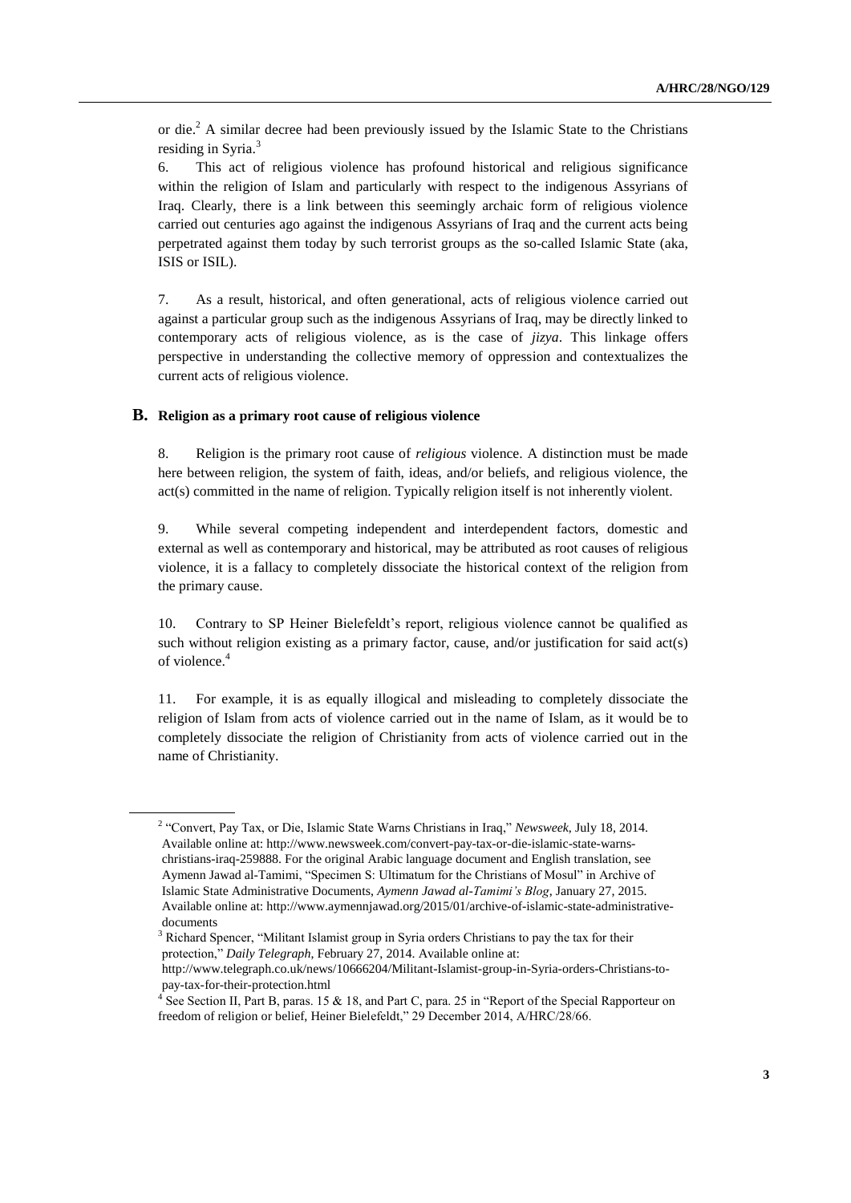or die.[2] A similar decree had been previously issued by the Islamic State to the Christians residing in Syria.[3]

6. This act of religious violence has profound historical and religious significance within the religion of Islam and particularly with respect to the indigenous Assyrians of Iraq. Clearly, there is a link between this seemingly archaic form of religious violence carried out centuries ago against the indigenous Assyrians of Iraq and the current acts being perpetrated against them today by such terrorist groups as the so-called Islamic State (aka, ISIS or ISIL).

7. As a result, historical, and often generational, acts of religious violence carried out against a particular group such as the indigenous Assyrians of Iraq, may be directly linked to contemporary acts of religious violence, as is the case of *jizya*. This linkage offers perspective in understanding the collective memory of oppression and contextualizes the current acts of religious violence.

## B. Religion as a primary root cause of religious violence

8. Religion is the primary root cause of *religious* violence. A distinction must be made here between religion, the system of faith, ideas, and/or beliefs, and religious violence, the act(s) committed in the name of religion. Typically religion itself is not inherently violent.

9. While several competing independent and interdependent factors, domestic and external as well as contemporary and historical, may be attributed as root causes of religious violence, it is a fallacy to completely dissociate the historical context of the religion from the primary cause.

10. Contrary to SP Heiner Bielefeldt's report, religious violence cannot be qualified as such without religion existing as a primary factor, cause, and/or justification for said act(s) of violence.[4]

11. For example, it is as equally illogical and misleading to completely dissociate the religion of Islam from acts of violence carried out in the name of Islam, as it would be to completely dissociate the religion of Christianity from acts of violence carried out in the name of Christianity.

---

[2] "Convert, Pay Tax, or Die, Islamic State Warns Christians in Iraq," *Newsweek*, July 18, 2014. Available online at: http://www.newsweek.com/convert-pay-tax-or-die-islamic-state-warns-christians-iraq-259888. For the original Arabic language document and English translation, see Aymenn Jawad al-Tamimi, "Specimen S: Ultimatum for the Christians of Mosul" in Archive of Islamic State Administrative Documents, *Aymenn Jawad al-Tamimi's Blog*, January 27, 2015. Available online at: http://www.aymennjawad.org/2015/01/archive-of-islamic-state-administrative-documents

[3] Richard Spencer, "Militant Islamist group in Syria orders Christians to pay the tax for their protection," *Daily Telegraph*, February 27, 2014. Available online at: http://www.telegraph.co.uk/news/10666204/Militant-Islamist-group-in-Syria-orders-Christians-to-pay-tax-for-their-protection.html

[4] See Section II, Part B, paras. 15 & 18, and Part C, para. 25 in "Report of the Special Rapporteur on freedom of religion or belief, Heiner Bielefeldt," 29 December 2014, A/HRC/28/66.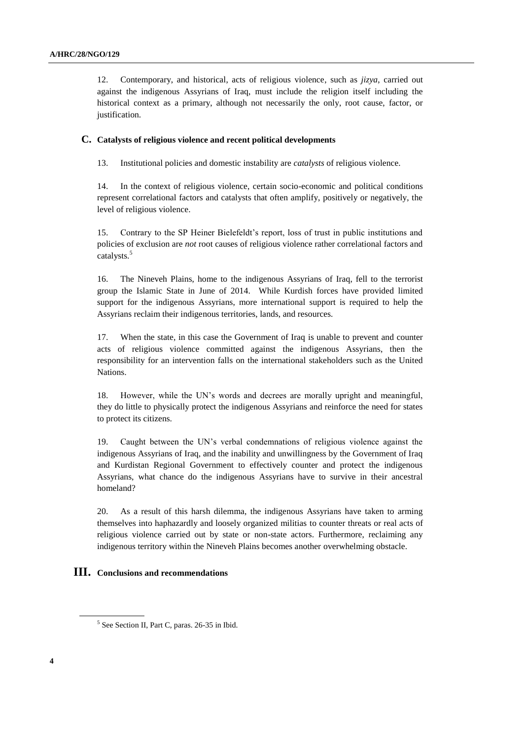12. Contemporary, and historical, acts of religious violence, such as *jizya*, carried out against the indigenous Assyrians of Iraq, must include the religion itself including the historical context as a primary, although not necessarily the only, root cause, factor, or justification.

## C. Catalysts of religious violence and recent political developments

13. Institutional policies and domestic instability are *catalysts* of religious violence.

14. In the context of religious violence, certain socio-economic and political conditions represent correlational factors and catalysts that often amplify, positively or negatively, the level of religious violence.

15. Contrary to the SP Heiner Bielefeldt's report, loss of trust in public institutions and policies of exclusion are *not* root causes of religious violence rather correlational factors and catalysts.[5]

16. The Nineveh Plains, home to the indigenous Assyrians of Iraq, fell to the terrorist group the Islamic State in June of 2014. While Kurdish forces have provided limited support for the indigenous Assyrians, more international support is required to help the Assyrians reclaim their indigenous territories, lands, and resources.

17. When the state, in this case the Government of Iraq is unable to prevent and counter acts of religious violence committed against the indigenous Assyrians, then the responsibility for an intervention falls on the international stakeholders such as the United Nations.

18. However, while the UN's words and decrees are morally upright and meaningful, they do little to physically protect the indigenous Assyrians and reinforce the need for states to protect its citizens.

19. Caught between the UN's verbal condemnations of religious violence against the indigenous Assyrians of Iraq, and the inability and unwillingness by the Government of Iraq and Kurdistan Regional Government to effectively counter and protect the indigenous Assyrians, what chance do the indigenous Assyrians have to survive in their ancestral homeland?

20. As a result of this harsh dilemma, the indigenous Assyrians have taken to arming themselves into haphazardly and loosely organized militias to counter threats or real acts of religious violence carried out by state or non-state actors. Furthermore, reclaiming any indigenous territory within the Nineveh Plains becomes another overwhelming obstacle.

# III. Conclusions and recommendations

[5] See Section II, Part C, paras. 26-35 in Ibid.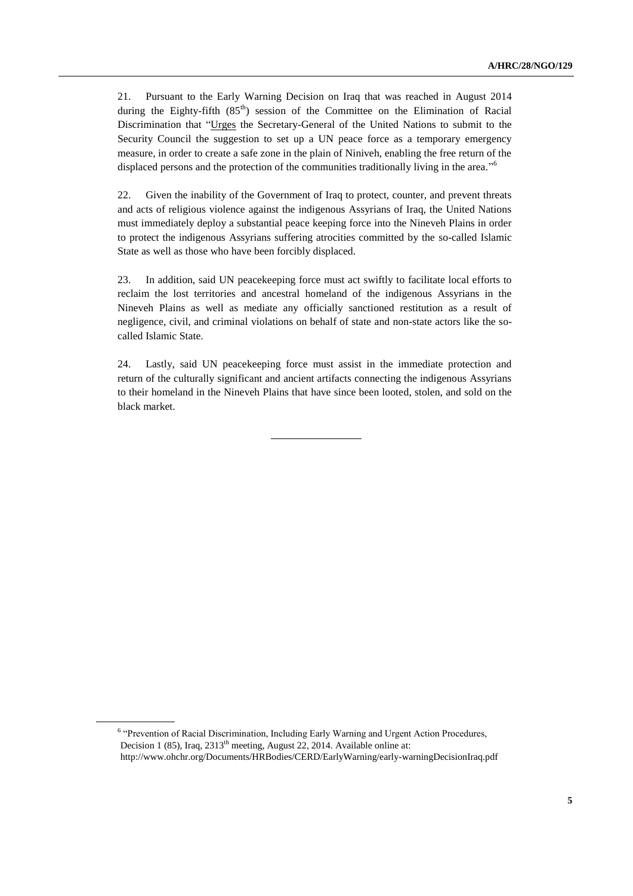21. Pursuant to the Early Warning Decision on Iraq that was reached in August 2014 during the Eighty-fifth (85th) session of the Committee on the Elimination of Racial Discrimination that "Urges the Secretary-General of the United Nations to submit to the Security Council the suggestion to set up a UN peace force as a temporary emergency measure, in order to create a safe zone in the plain of Niniveh, enabling the free return of the displaced persons and the protection of the communities traditionally living in the area."[6]

22. Given the inability of the Government of Iraq to protect, counter, and prevent threats and acts of religious violence against the indigenous Assyrians of Iraq, the United Nations must immediately deploy a substantial peace keeping force into the Nineveh Plains in order to protect the indigenous Assyrians suffering atrocities committed by the so-called Islamic State as well as those who have been forcibly displaced.

23. In addition, said UN peacekeeping force must act swiftly to facilitate local efforts to reclaim the lost territories and ancestral homeland of the indigenous Assyrians in the Nineveh Plains as well as mediate any officially sanctioned restitution as a result of negligence, civil, and criminal violations on behalf of state and non-state actors like the so-called Islamic State.

24. Lastly, said UN peacekeeping force must assist in the immediate protection and return of the culturally significant and ancient artifacts connecting the indigenous Assyrians to their homeland in the Nineveh Plains that have since been looted, stolen, and sold on the black market.

---

[6] "Prevention of Racial Discrimination, Including Early Warning and Urgent Action Procedures, Decision 1 (85), Iraq, 2313th meeting, August 22, 2014. Available online at: http://www.ohchr.org/Documents/HRBodies/CERD/EarlyWarning/early-warningDecisionIraq.pdf